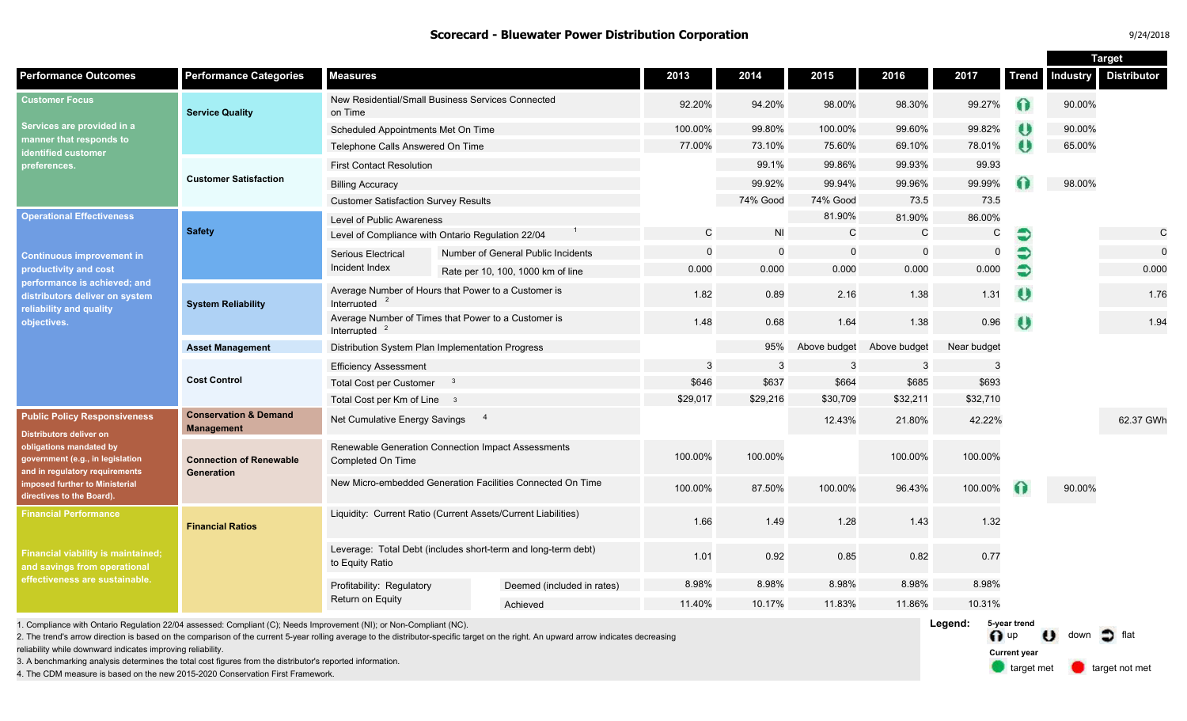# Scorecard - Bluewater Power Distribution Corporation

9/24/2018

| Performance Outcomes | Performance Categories | Measures | | 2013 | 2014 | 2015 | 2016 | 2017 | Trend | Target Industry | Target Distributor |
|---|---|---|---|---|---|---|---|---|---|---|---|
| **Customer Focus** Services are provided in a manner that responds to identified customer preferences. | Service Quality | New Residential/Small Business Services Connected on Time | | 92.20% | 94.20% | 98.00% | 98.30% | 99.27% | up | 90.00% | |
| | | Scheduled Appointments Met On Time | | 100.00% | 99.80% | 100.00% | 99.60% | 99.82% | down | 90.00% | |
| | | Telephone Calls Answered On Time | | 77.00% | 73.10% | 75.60% | 69.10% | 78.01% | down | 65.00% | |
| | Customer Satisfaction | First Contact Resolution | | | 99.1% | 99.86% | 99.93% | 99.93 | | | |
| | | Billing Accuracy | | | 99.92% | 99.94% | 99.96% | 99.99% | up | 98.00% | |
| | | Customer Satisfaction Survey Results | | | 74% Good | 74% Good | 73.5 | 73.5 | | | |
| **Operational Effectiveness** Continuous improvement in productivity and cost performance is achieved; and distributors deliver on system reliability and quality objectives. | Safety | Level of Public Awareness | | | | 81.90% | 81.90% | 86.00% | | | |
| | | Level of Compliance with Ontario Regulation 22/04 [1] | | C | NI | C | C | C | flat | | C |
| | | Serious Electrical Incident Index | Number of General Public Incidents | 0 | 0 | 0 | 0 | 0 | flat | | 0 |
| | | | Rate per 10, 100, 1000 km of line | 0.000 | 0.000 | 0.000 | 0.000 | 0.000 | flat | | 0.000 |
| | System Reliability | Average Number of Hours that Power to a Customer is Interrupted [2] | | 1.82 | 0.89 | 2.16 | 1.38 | 1.31 | down | | 1.76 |
| | | Average Number of Times that Power to a Customer is Interrupted [2] | | 1.48 | 0.68 | 1.64 | 1.38 | 0.96 | down | | 1.94 |
| | Asset Management | Distribution System Plan Implementation Progress | | | 95% | Above budget | Above budget | Near budget | | | |
| | Cost Control | Efficiency Assessment | | 3 | 3 | 3 | 3 | 3 | | | |
| | | Total Cost per Customer [3] | | $646 | $637 | $664 | $685 | $693 | | | |
| | | Total Cost per Km of Line [3] | | $29,017 | $29,216 | $30,709 | $32,211 | $32,710 | | | |
| **Public Policy Responsiveness** Distributors deliver on obligations mandated by government (e.g., in legislation and in regulatory requirements imposed further to Ministerial directives to the Board). | Conservation & Demand Management | Net Cumulative Energy Savings [4] | | | | 12.43% | 21.80% | 42.22% | | | 62.37 GWh |
| | Connection of Renewable Generation | Renewable Generation Connection Impact Assessments Completed On Time | | 100.00% | 100.00% | | 100.00% | 100.00% | | | |
| | | New Micro-embedded Generation Facilities Connected On Time | | 100.00% | 87.50% | 100.00% | 96.43% | 100.00% | up | 90.00% | |
| **Financial Performance** Financial viability is maintained; and savings from operational effectiveness are sustainable. | Financial Ratios | Liquidity: Current Ratio (Current Assets/Current Liabilities) | | 1.66 | 1.49 | 1.28 | 1.43 | 1.32 | | | |
| | | Leverage: Total Debt (includes short-term and long-term debt) to Equity Ratio | | 1.01 | 0.92 | 0.85 | 0.82 | 0.77 | | | |
| | | Profitability: Regulatory Return on Equity | Deemed (included in rates) | 8.98% | 8.98% | 8.98% | 8.98% | 8.98% | | | |
| | | | Achieved | 11.40% | 10.17% | 11.83% | 11.86% | 10.31% | | | |

1. Compliance with Ontario Regulation 22/04 assessed: Compliant (C); Needs Improvement (NI); or Non-Compliant (NC).
2. The trend's arrow direction is based on the comparison of the current 5-year rolling average to the distributor-specific target on the right. An upward arrow indicates decreasing reliability while downward indicates improving reliability.
3. A benchmarking analysis determines the total cost figures from the distributor's reported information.
4. The CDM measure is based on the new 2015-2020 Conservation First Framework.

**Legend:**
5-year trend: up, down, flat
Current year: target met, target not met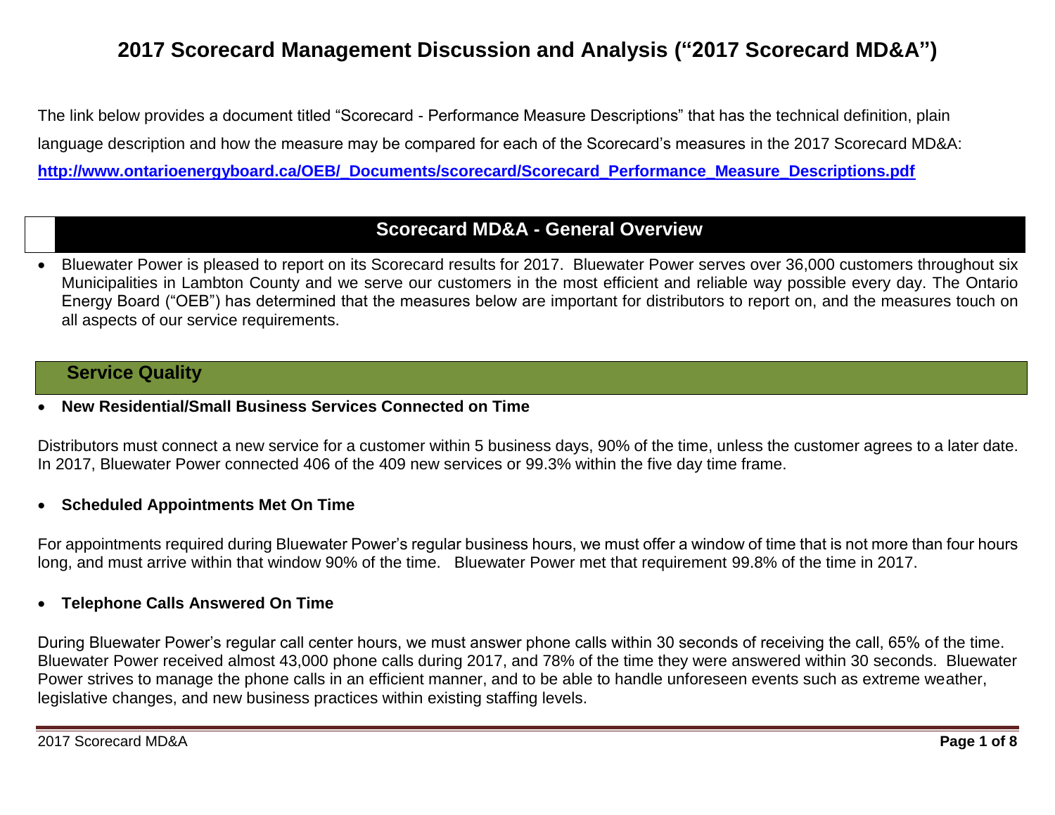# 2017 Scorecard Management Discussion and Analysis ("2017 Scorecard MD&A")

The link below provides a document titled "Scorecard - Performance Measure Descriptions" that has the technical definition, plain language description and how the measure may be compared for each of the Scorecard's measures in the 2017 Scorecard MD&A:
**http://www.ontarioenergyboard.ca/OEB/_Documents/scorecard/Scorecard_Performance_Measure_Descriptions.pdf**

## Scorecard MD&A - General Overview

- Bluewater Power is pleased to report on its Scorecard results for 2017. Bluewater Power serves over 36,000 customers throughout six Municipalities in Lambton County and we serve our customers in the most efficient and reliable way possible every day. The Ontario Energy Board ("OEB") has determined that the measures below are important for distributors to report on, and the measures touch on all aspects of our service requirements.

## Service Quality

- **New Residential/Small Business Services Connected on Time**

Distributors must connect a new service for a customer within 5 business days, 90% of the time, unless the customer agrees to a later date. In 2017, Bluewater Power connected 406 of the 409 new services or 99.3% within the five day time frame.

- **Scheduled Appointments Met On Time**

For appointments required during Bluewater Power's regular business hours, we must offer a window of time that is not more than four hours long, and must arrive within that window 90% of the time. Bluewater Power met that requirement 99.8% of the time in 2017.

- **Telephone Calls Answered On Time**

During Bluewater Power's regular call center hours, we must answer phone calls within 30 seconds of receiving the call, 65% of the time. Bluewater Power received almost 43,000 phone calls during 2017, and 78% of the time they were answered within 30 seconds. Bluewater Power strives to manage the phone calls in an efficient manner, and to be able to handle unforeseen events such as extreme weather, legislative changes, and new business practices within existing staffing levels.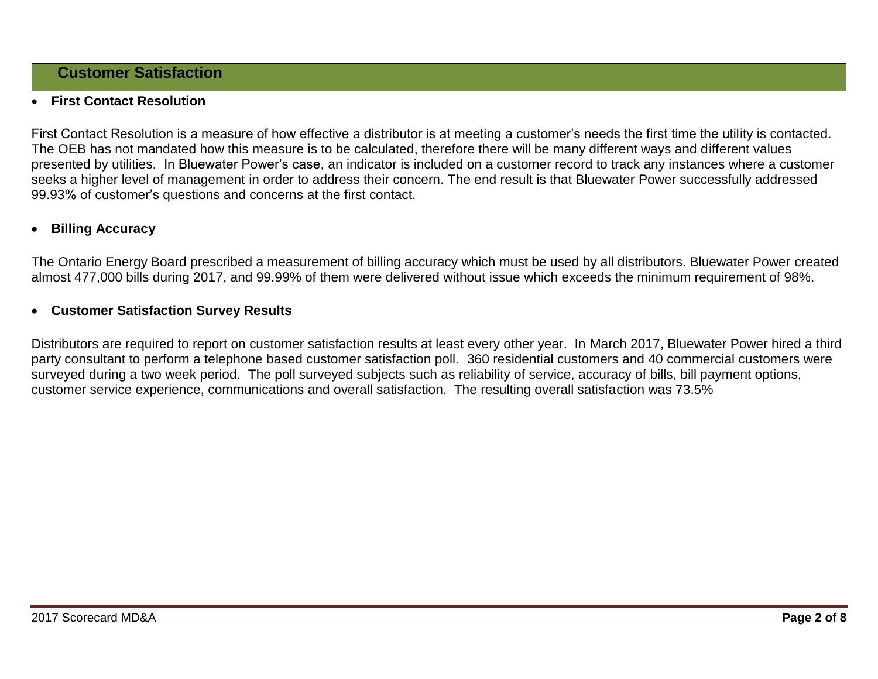## Customer Satisfaction

- **First Contact Resolution**

First Contact Resolution is a measure of how effective a distributor is at meeting a customer's needs the first time the utility is contacted. The OEB has not mandated how this measure is to be calculated, therefore there will be many different ways and different values presented by utilities. In Bluewater Power's case, an indicator is included on a customer record to track any instances where a customer seeks a higher level of management in order to address their concern. The end result is that Bluewater Power successfully addressed 99.93% of customer's questions and concerns at the first contact.

- **Billing Accuracy**

The Ontario Energy Board prescribed a measurement of billing accuracy which must be used by all distributors. Bluewater Power created almost 477,000 bills during 2017, and 99.99% of them were delivered without issue which exceeds the minimum requirement of 98%.

- **Customer Satisfaction Survey Results**

Distributors are required to report on customer satisfaction results at least every other year. In March 2017, Bluewater Power hired a third party consultant to perform a telephone based customer satisfaction poll. 360 residential customers and 40 commercial customers were surveyed during a two week period. The poll surveyed subjects such as reliability of service, accuracy of bills, bill payment options, customer service experience, communications and overall satisfaction. The resulting overall satisfaction was 73.5%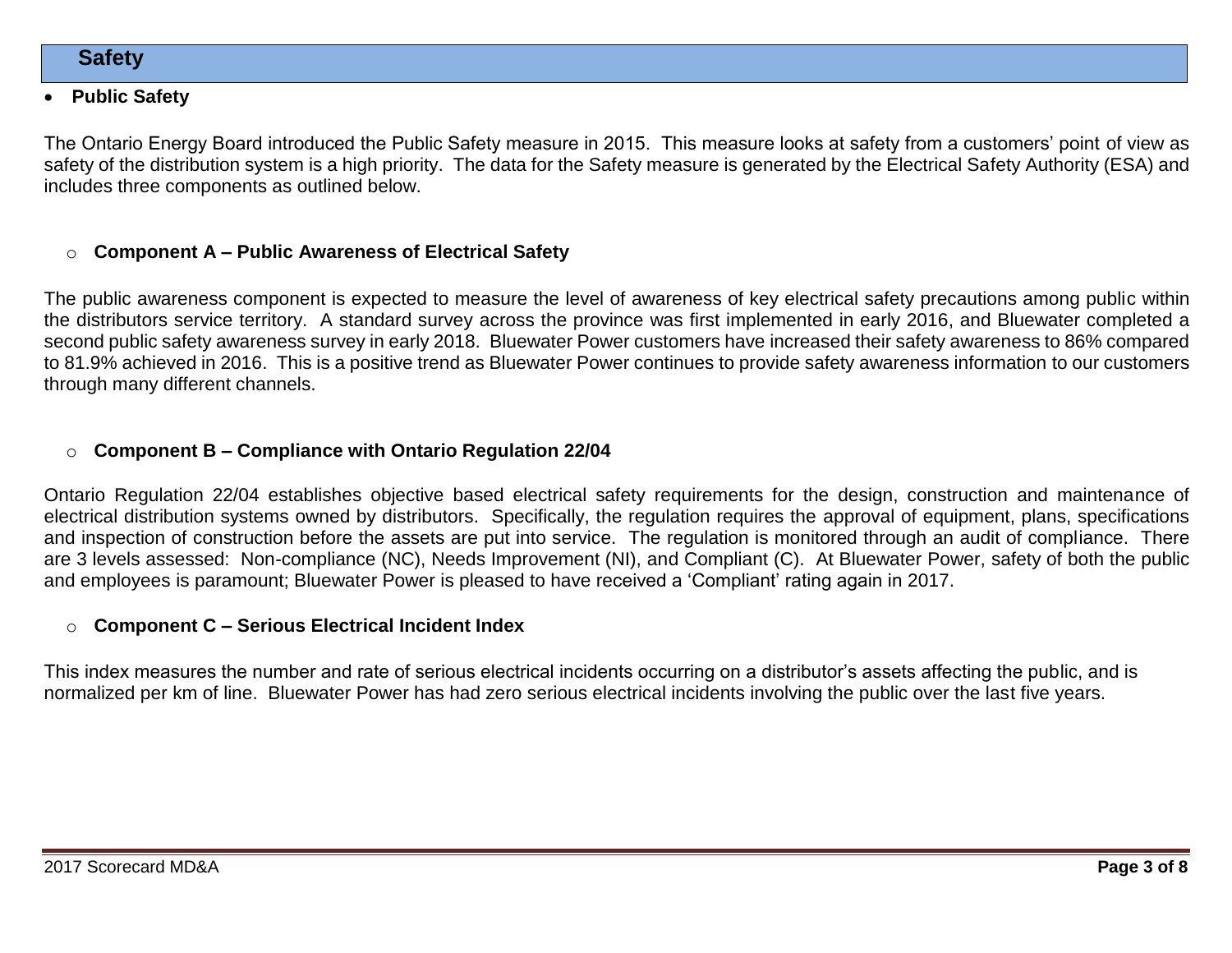## Safety

- **Public Safety**

The Ontario Energy Board introduced the Public Safety measure in 2015. This measure looks at safety from a customers' point of view as safety of the distribution system is a high priority. The data for the Safety measure is generated by the Electrical Safety Authority (ESA) and includes three components as outlined below.

  - **Component A – Public Awareness of Electrical Safety**

The public awareness component is expected to measure the level of awareness of key electrical safety precautions among public within the distributors service territory. A standard survey across the province was first implemented in early 2016, and Bluewater completed a second public safety awareness survey in early 2018. Bluewater Power customers have increased their safety awareness to 86% compared to 81.9% achieved in 2016. This is a positive trend as Bluewater Power continues to provide safety awareness information to our customers through many different channels.

  - **Component B – Compliance with Ontario Regulation 22/04**

Ontario Regulation 22/04 establishes objective based electrical safety requirements for the design, construction and maintenance of electrical distribution systems owned by distributors. Specifically, the regulation requires the approval of equipment, plans, specifications and inspection of construction before the assets are put into service. The regulation is monitored through an audit of compliance. There are 3 levels assessed: Non-compliance (NC), Needs Improvement (NI), and Compliant (C). At Bluewater Power, safety of both the public and employees is paramount; Bluewater Power is pleased to have received a 'Compliant' rating again in 2017.

  - **Component C – Serious Electrical Incident Index**

This index measures the number and rate of serious electrical incidents occurring on a distributor's assets affecting the public, and is normalized per km of line. Bluewater Power has had zero serious electrical incidents involving the public over the last five years.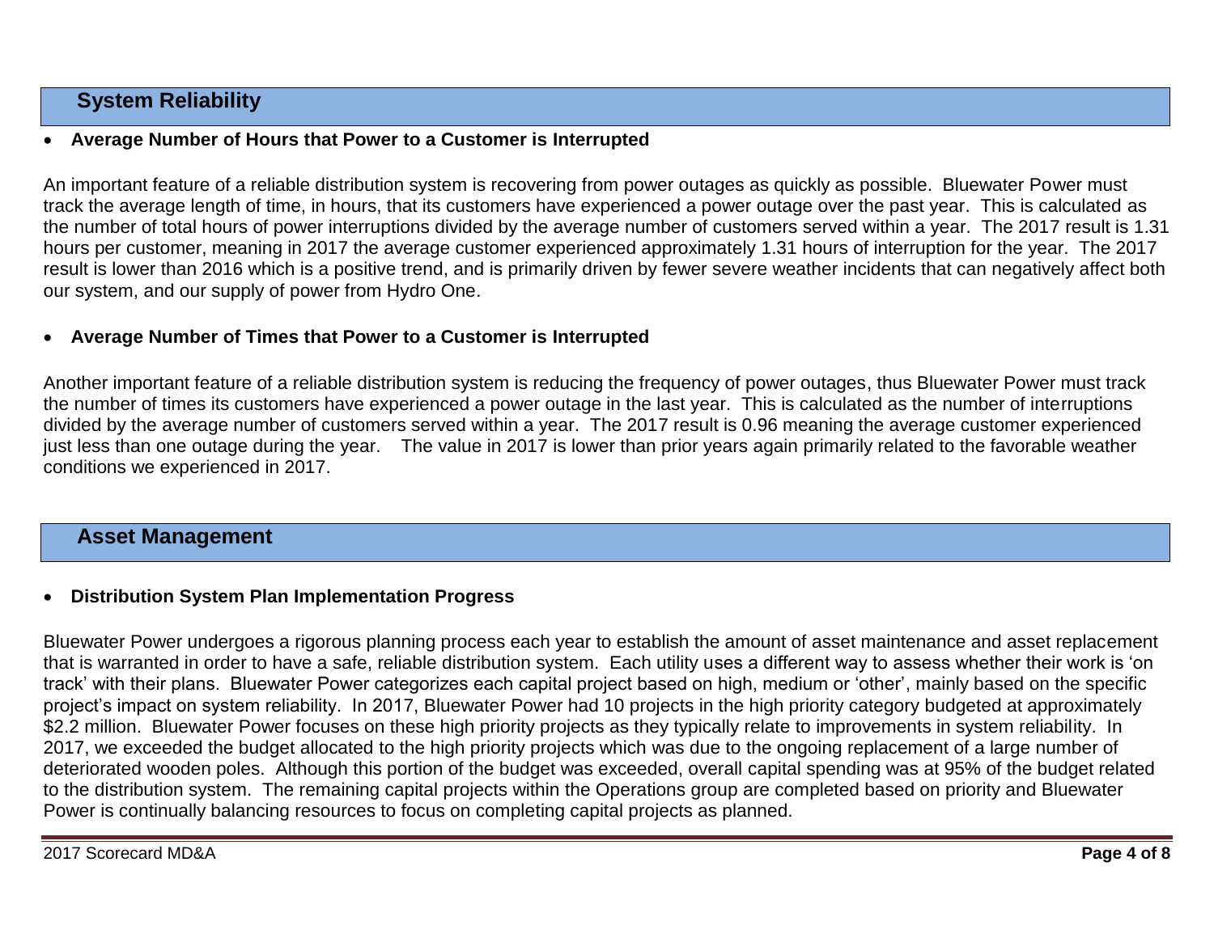## System Reliability

- **Average Number of Hours that Power to a Customer is Interrupted**

An important feature of a reliable distribution system is recovering from power outages as quickly as possible. Bluewater Power must track the average length of time, in hours, that its customers have experienced a power outage over the past year. This is calculated as the number of total hours of power interruptions divided by the average number of customers served within a year. The 2017 result is 1.31 hours per customer, meaning in 2017 the average customer experienced approximately 1.31 hours of interruption for the year. The 2017 result is lower than 2016 which is a positive trend, and is primarily driven by fewer severe weather incidents that can negatively affect both our system, and our supply of power from Hydro One.

- **Average Number of Times that Power to a Customer is Interrupted**

Another important feature of a reliable distribution system is reducing the frequency of power outages, thus Bluewater Power must track the number of times its customers have experienced a power outage in the last year. This is calculated as the number of interruptions divided by the average number of customers served within a year. The 2017 result is 0.96 meaning the average customer experienced just less than one outage during the year. The value in 2017 is lower than prior years again primarily related to the favorable weather conditions we experienced in 2017.

## Asset Management

- **Distribution System Plan Implementation Progress**

Bluewater Power undergoes a rigorous planning process each year to establish the amount of asset maintenance and asset replacement that is warranted in order to have a safe, reliable distribution system. Each utility uses a different way to assess whether their work is 'on track' with their plans. Bluewater Power categorizes each capital project based on high, medium or 'other', mainly based on the specific project's impact on system reliability. In 2017, Bluewater Power had 10 projects in the high priority category budgeted at approximately $2.2 million. Bluewater Power focuses on these high priority projects as they typically relate to improvements in system reliability. In 2017, we exceeded the budget allocated to the high priority projects which was due to the ongoing replacement of a large number of deteriorated wooden poles. Although this portion of the budget was exceeded, overall capital spending was at 95% of the budget related to the distribution system. The remaining capital projects within the Operations group are completed based on priority and Bluewater Power is continually balancing resources to focus on completing capital projects as planned.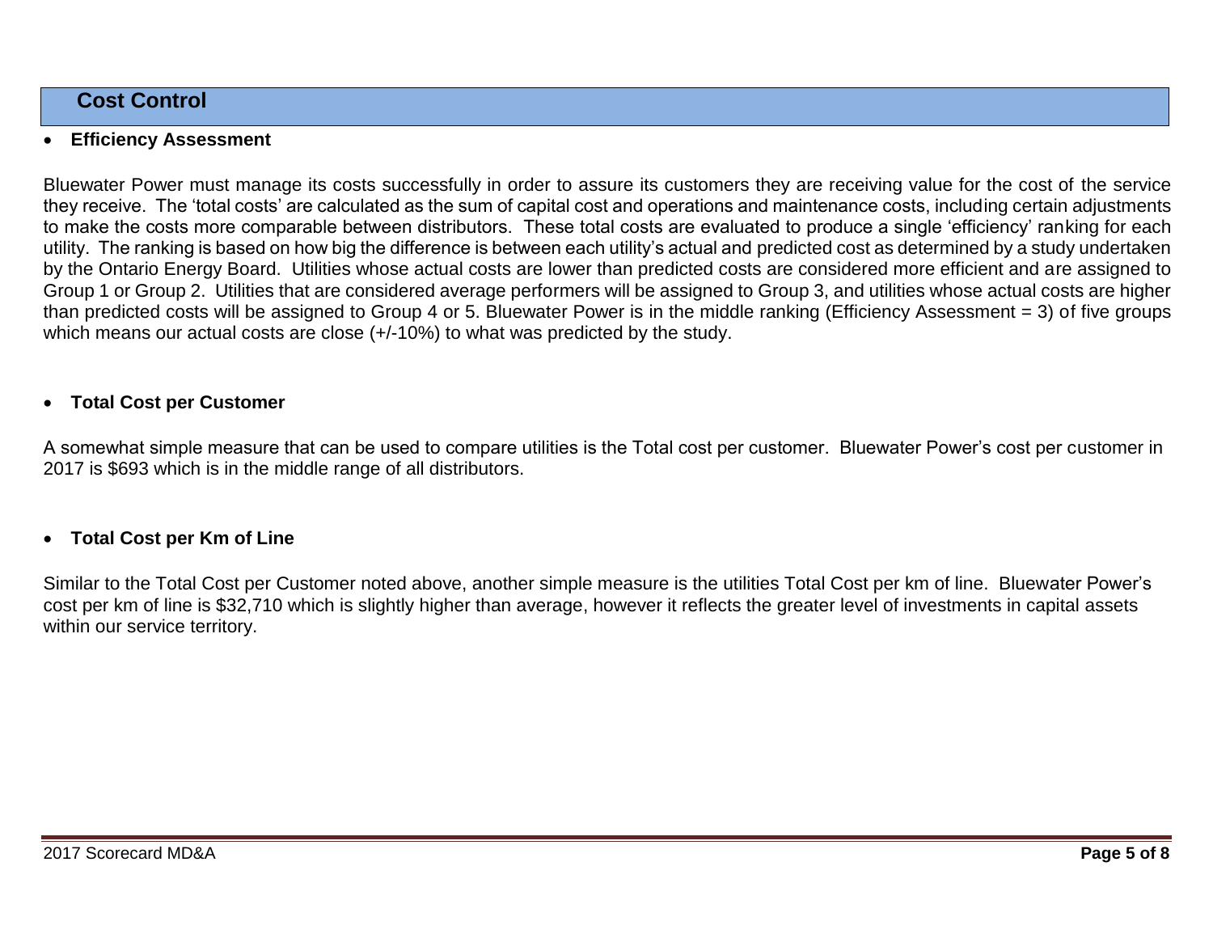## Cost Control

- **Efficiency Assessment**

Bluewater Power must manage its costs successfully in order to assure its customers they are receiving value for the cost of the service they receive. The 'total costs' are calculated as the sum of capital cost and operations and maintenance costs, including certain adjustments to make the costs more comparable between distributors. These total costs are evaluated to produce a single 'efficiency' ranking for each utility. The ranking is based on how big the difference is between each utility's actual and predicted cost as determined by a study undertaken by the Ontario Energy Board. Utilities whose actual costs are lower than predicted costs are considered more efficient and are assigned to Group 1 or Group 2. Utilities that are considered average performers will be assigned to Group 3, and utilities whose actual costs are higher than predicted costs will be assigned to Group 4 or 5. Bluewater Power is in the middle ranking (Efficiency Assessment = 3) of five groups which means our actual costs are close (+/-10%) to what was predicted by the study.

- **Total Cost per Customer**

A somewhat simple measure that can be used to compare utilities is the Total cost per customer. Bluewater Power's cost per customer in 2017 is $693 which is in the middle range of all distributors.

- **Total Cost per Km of Line**

Similar to the Total Cost per Customer noted above, another simple measure is the utilities Total Cost per km of line. Bluewater Power's cost per km of line is $32,710 which is slightly higher than average, however it reflects the greater level of investments in capital assets within our service territory.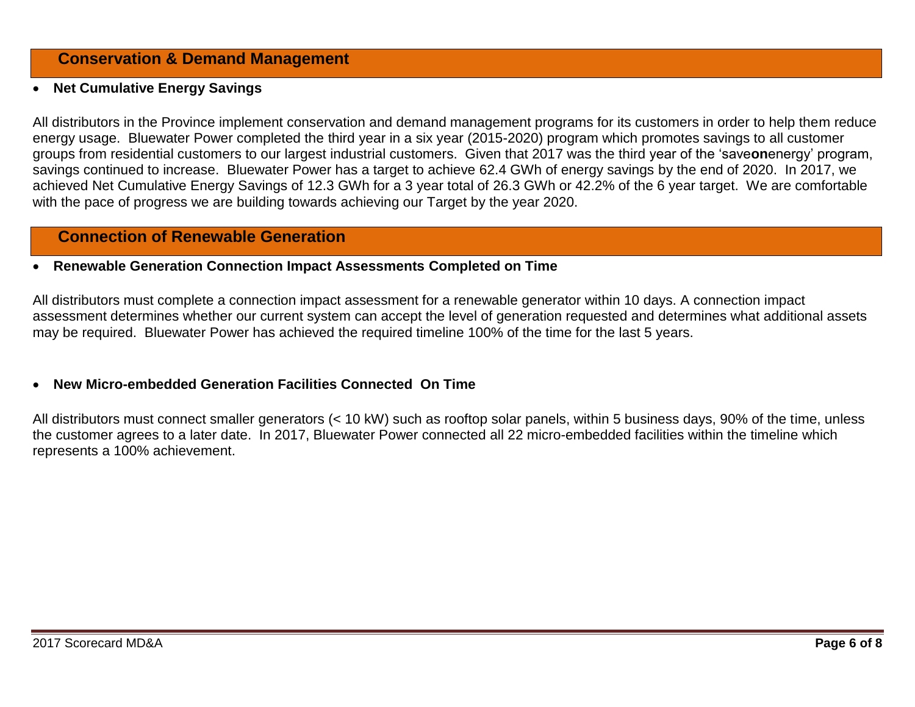## Conservation & Demand Management

- **Net Cumulative Energy Savings**

All distributors in the Province implement conservation and demand management programs for its customers in order to help them reduce energy usage. Bluewater Power completed the third year in a six year (2015-2020) program which promotes savings to all customer groups from residential customers to our largest industrial customers. Given that 2017 was the third year of the 'save**on**energy' program, savings continued to increase. Bluewater Power has a target to achieve 62.4 GWh of energy savings by the end of 2020. In 2017, we achieved Net Cumulative Energy Savings of 12.3 GWh for a 3 year total of 26.3 GWh or 42.2% of the 6 year target. We are comfortable with the pace of progress we are building towards achieving our Target by the year 2020.

## Connection of Renewable Generation

- **Renewable Generation Connection Impact Assessments Completed on Time**

All distributors must complete a connection impact assessment for a renewable generator within 10 days. A connection impact assessment determines whether our current system can accept the level of generation requested and determines what additional assets may be required. Bluewater Power has achieved the required timeline 100% of the time for the last 5 years.

- **New Micro-embedded Generation Facilities Connected On Time**

All distributors must connect smaller generators (< 10 kW) such as rooftop solar panels, within 5 business days, 90% of the time, unless the customer agrees to a later date. In 2017, Bluewater Power connected all 22 micro-embedded facilities within the timeline which represents a 100% achievement.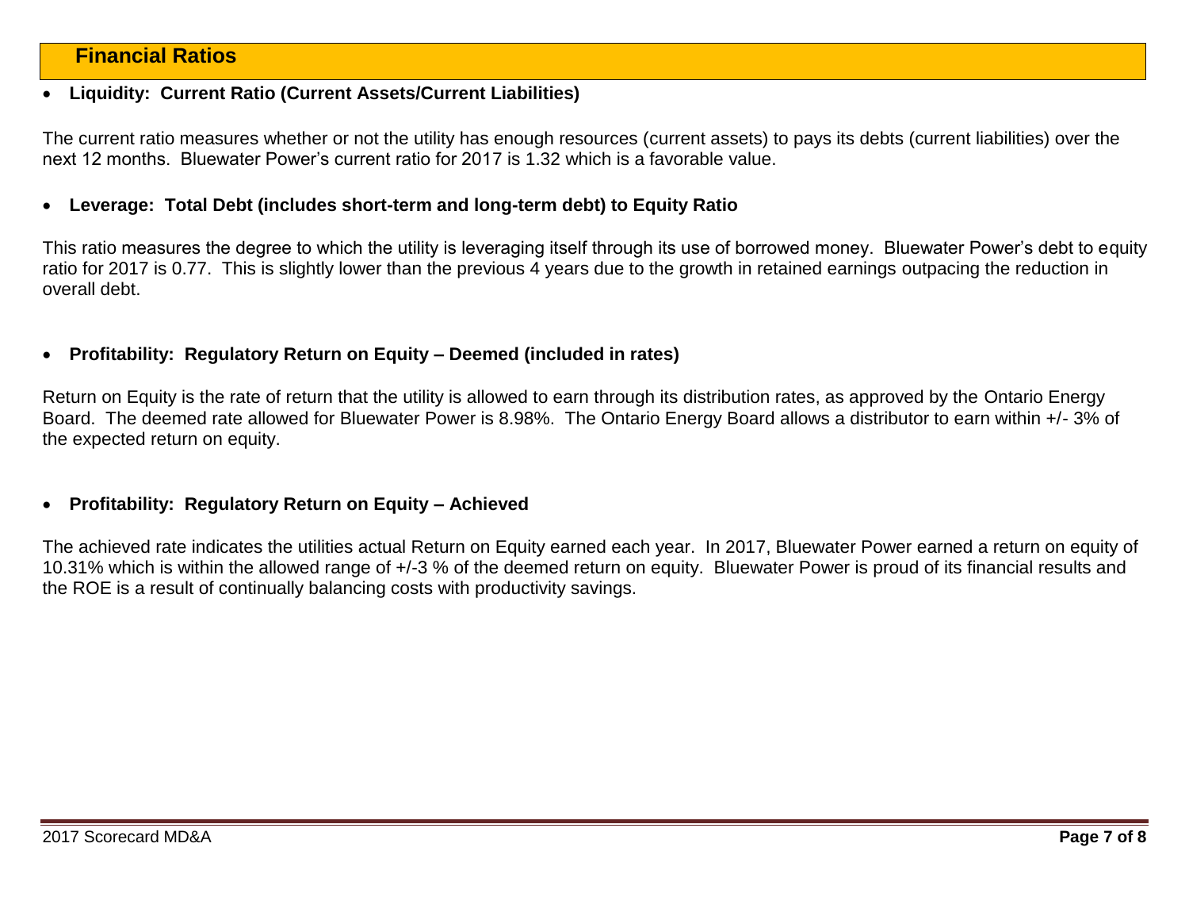## Financial Ratios

- **Liquidity: Current Ratio (Current Assets/Current Liabilities)**

The current ratio measures whether or not the utility has enough resources (current assets) to pays its debts (current liabilities) over the next 12 months. Bluewater Power's current ratio for 2017 is 1.32 which is a favorable value.

- **Leverage: Total Debt (includes short-term and long-term debt) to Equity Ratio**

This ratio measures the degree to which the utility is leveraging itself through its use of borrowed money. Bluewater Power's debt to equity ratio for 2017 is 0.77. This is slightly lower than the previous 4 years due to the growth in retained earnings outpacing the reduction in overall debt.

- **Profitability: Regulatory Return on Equity – Deemed (included in rates)**

Return on Equity is the rate of return that the utility is allowed to earn through its distribution rates, as approved by the Ontario Energy Board. The deemed rate allowed for Bluewater Power is 8.98%. The Ontario Energy Board allows a distributor to earn within +/- 3% of the expected return on equity.

- **Profitability: Regulatory Return on Equity – Achieved**

The achieved rate indicates the utilities actual Return on Equity earned each year. In 2017, Bluewater Power earned a return on equity of 10.31% which is within the allowed range of +/-3 % of the deemed return on equity. Bluewater Power is proud of its financial results and the ROE is a result of continually balancing costs with productivity savings.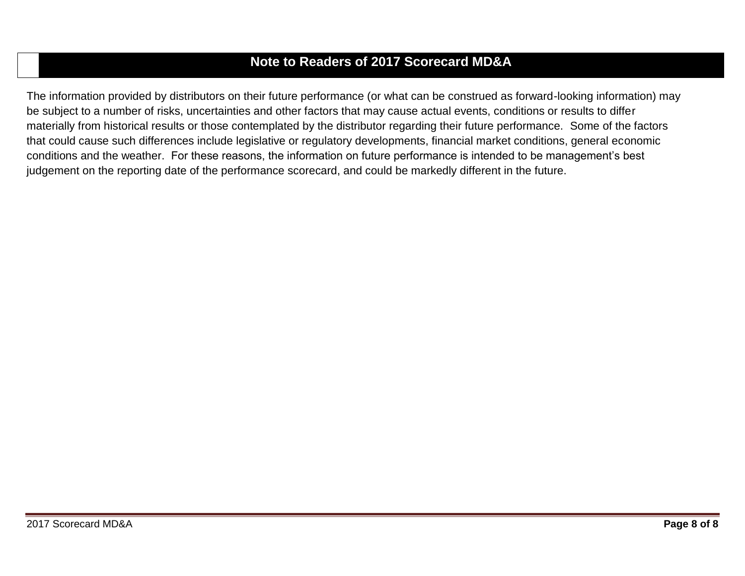## Note to Readers of 2017 Scorecard MD&A

The information provided by distributors on their future performance (or what can be construed as forward-looking information) may be subject to a number of risks, uncertainties and other factors that may cause actual events, conditions or results to differ materially from historical results or those contemplated by the distributor regarding their future performance. Some of the factors that could cause such differences include legislative or regulatory developments, financial market conditions, general economic conditions and the weather. For these reasons, the information on future performance is intended to be management's best judgement on the reporting date of the performance scorecard, and could be markedly different in the future.